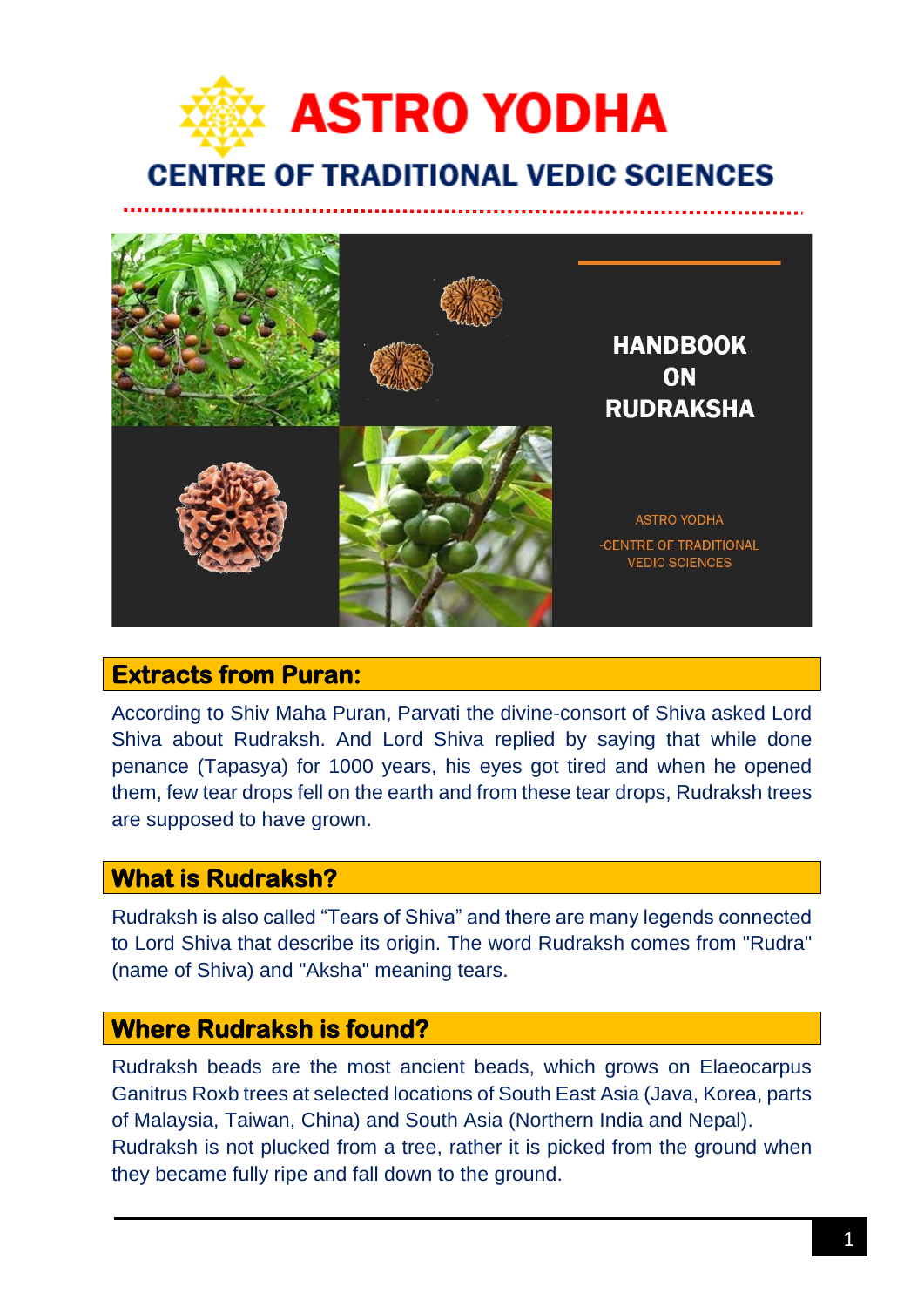# ASTRO YODHA

## CENTRE OF TRADITIONAL VEDIC SCIENCES

**HANDBOOK ON RUDRAKSHA**

ASTRO YODHA -CENTRE OF TRADITIONAL VEDIC SCIENCES

## Extracts from Puran:

According to Shiv Maha Puran, Parvati the divine-consort of Shiva asked Lord Shiva about Rudraksh. And Lord Shiva replied by saying that while done penance (Tapasya) for 1000 years, his eyes got tired and when he opened them, few tear drops fell on the earth and from these tear drops, Rudraksh trees are supposed to have grown.

## What is Rudraksh?

Rudraksh is also called "Tears of Shiva" and there are many legends connected to Lord Shiva that describe its origin. The word Rudraksh comes from "Rudra" (name of Shiva) and "Aksha" meaning tears.

## Where Rudraksh is found?

Rudraksh beads are the most ancient beads, which grows on Elaeocarpus Ganitrus Roxb trees at selected locations of South East Asia (Java, Korea, parts of Malaysia, Taiwan, China) and South Asia (Northern India and Nepal).
Rudraksh is not plucked from a tree, rather it is picked from the ground when they became fully ripe and fall down to the ground.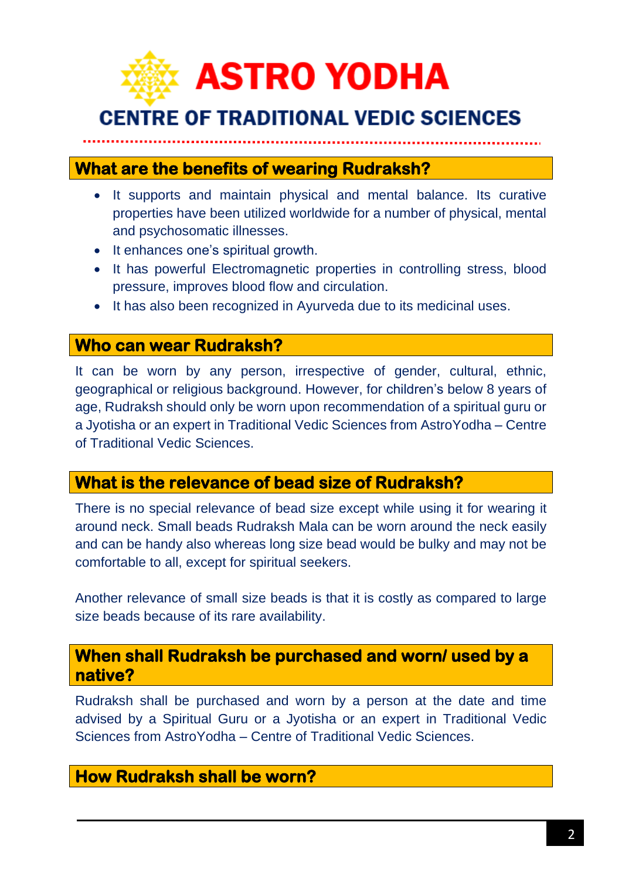## What are the benefits of wearing Rudraksh?

- It supports and maintain physical and mental balance. Its curative properties have been utilized worldwide for a number of physical, mental and psychosomatic illnesses.
- It enhances one's spiritual growth.
- It has powerful Electromagnetic properties in controlling stress, blood pressure, improves blood flow and circulation.
- It has also been recognized in Ayurveda due to its medicinal uses.

## Who can wear Rudraksh?

It can be worn by any person, irrespective of gender, cultural, ethnic, geographical or religious background. However, for children's below 8 years of age, Rudraksh should only be worn upon recommendation of a spiritual guru or a Jyotisha or an expert in Traditional Vedic Sciences from AstroYodha – Centre of Traditional Vedic Sciences.

## What is the relevance of bead size of Rudraksh?

There is no special relevance of bead size except while using it for wearing it around neck. Small beads Rudraksh Mala can be worn around the neck easily and can be handy also whereas long size bead would be bulky and may not be comfortable to all, except for spiritual seekers.

Another relevance of small size beads is that it is costly as compared to large size beads because of its rare availability.

## When shall Rudraksh be purchased and worn/ used by a native?

Rudraksh shall be purchased and worn by a person at the date and time advised by a Spiritual Guru or a Jyotisha or an expert in Traditional Vedic Sciences from AstroYodha – Centre of Traditional Vedic Sciences.

## How Rudraksh shall be worn?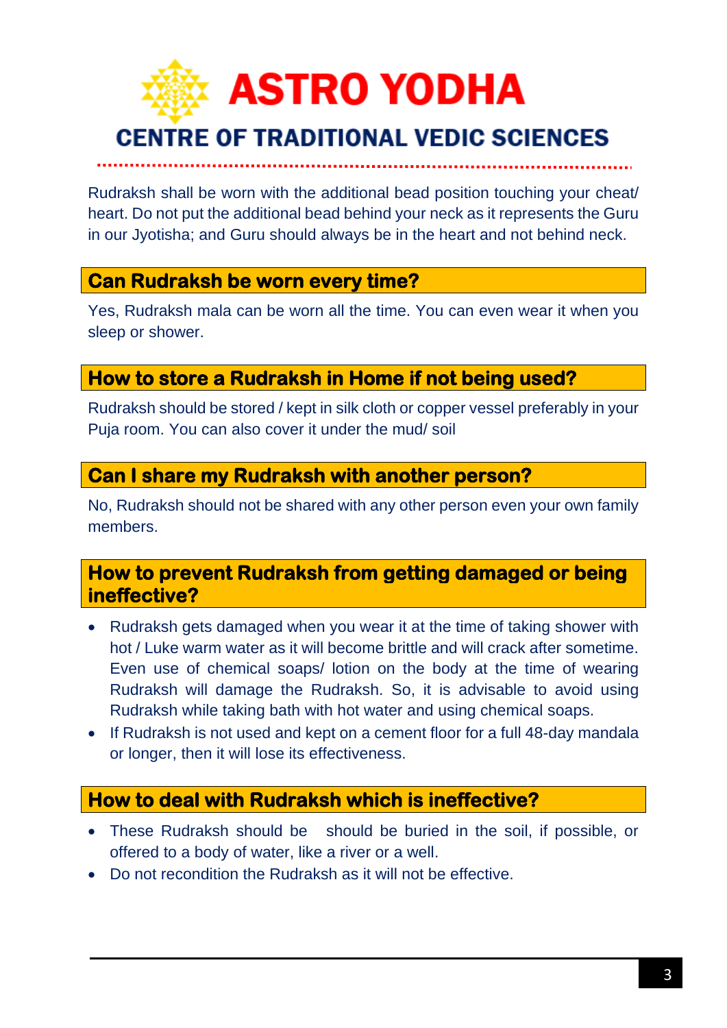Rudraksh shall be worn with the additional bead position touching your cheat/ heart. Do not put the additional bead behind your neck as it represents the Guru in our Jyotisha; and Guru should always be in the heart and not behind neck.

## Can Rudraksh be worn every time?

Yes, Rudraksh mala can be worn all the time. You can even wear it when you sleep or shower.

## How to store a Rudraksh in Home if not being used?

Rudraksh should be stored / kept in silk cloth or copper vessel preferably in your Puja room. You can also cover it under the mud/ soil

## Can I share my Rudraksh with another person?

No, Rudraksh should not be shared with any other person even your own family members.

## How to prevent Rudraksh from getting damaged or being ineffective?

- Rudraksh gets damaged when you wear it at the time of taking shower with hot / Luke warm water as it will become brittle and will crack after sometime. Even use of chemical soaps/ lotion on the body at the time of wearing Rudraksh will damage the Rudraksh. So, it is advisable to avoid using Rudraksh while taking bath with hot water and using chemical soaps.
- If Rudraksh is not used and kept on a cement floor for a full 48-day mandala or longer, then it will lose its effectiveness.

## How to deal with Rudraksh which is ineffective?

- These Rudraksh should be should be buried in the soil, if possible, or offered to a body of water, like a river or a well.
- Do not recondition the Rudraksh as it will not be effective.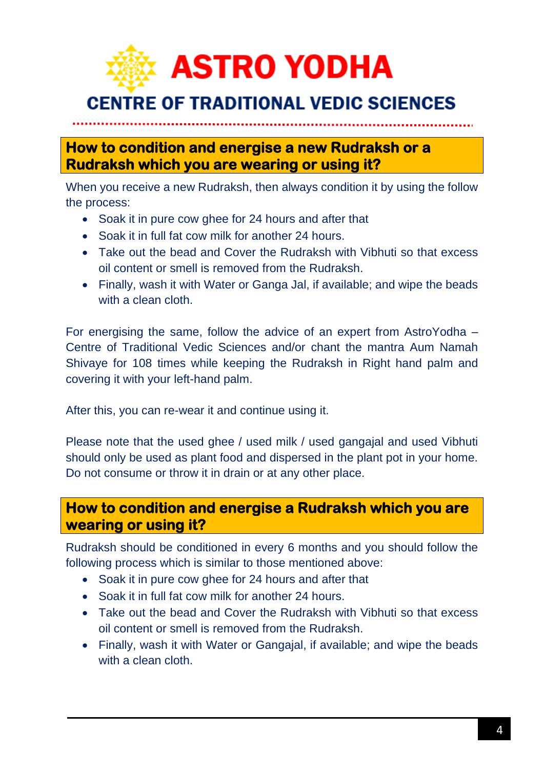# ASTRO YODHA

## CENTRE OF TRADITIONAL VEDIC SCIENCES

### How to condition and energise a new Rudraksh or a Rudraksh which you are wearing or using it?

When you receive a new Rudraksh, then always condition it by using the follow the process:

- Soak it in pure cow ghee for 24 hours and after that
- Soak it in full fat cow milk for another 24 hours.
- Take out the bead and Cover the Rudraksh with Vibhuti so that excess oil content or smell is removed from the Rudraksh.
- Finally, wash it with Water or Ganga Jal, if available; and wipe the beads with a clean cloth.

For energising the same, follow the advice of an expert from AstroYodha – Centre of Traditional Vedic Sciences and/or chant the mantra Aum Namah Shivaye for 108 times while keeping the Rudraksh in Right hand palm and covering it with your left-hand palm.

After this, you can re-wear it and continue using it.

Please note that the used ghee / used milk / used gangajal and used Vibhuti should only be used as plant food and dispersed in the plant pot in your home. Do not consume or throw it in drain or at any other place.

### How to condition and energise a Rudraksh which you are wearing or using it?

Rudraksh should be conditioned in every 6 months and you should follow the following process which is similar to those mentioned above:

- Soak it in pure cow ghee for 24 hours and after that
- Soak it in full fat cow milk for another 24 hours.
- Take out the bead and Cover the Rudraksh with Vibhuti so that excess oil content or smell is removed from the Rudraksh.
- Finally, wash it with Water or Gangajal, if available; and wipe the beads with a clean cloth.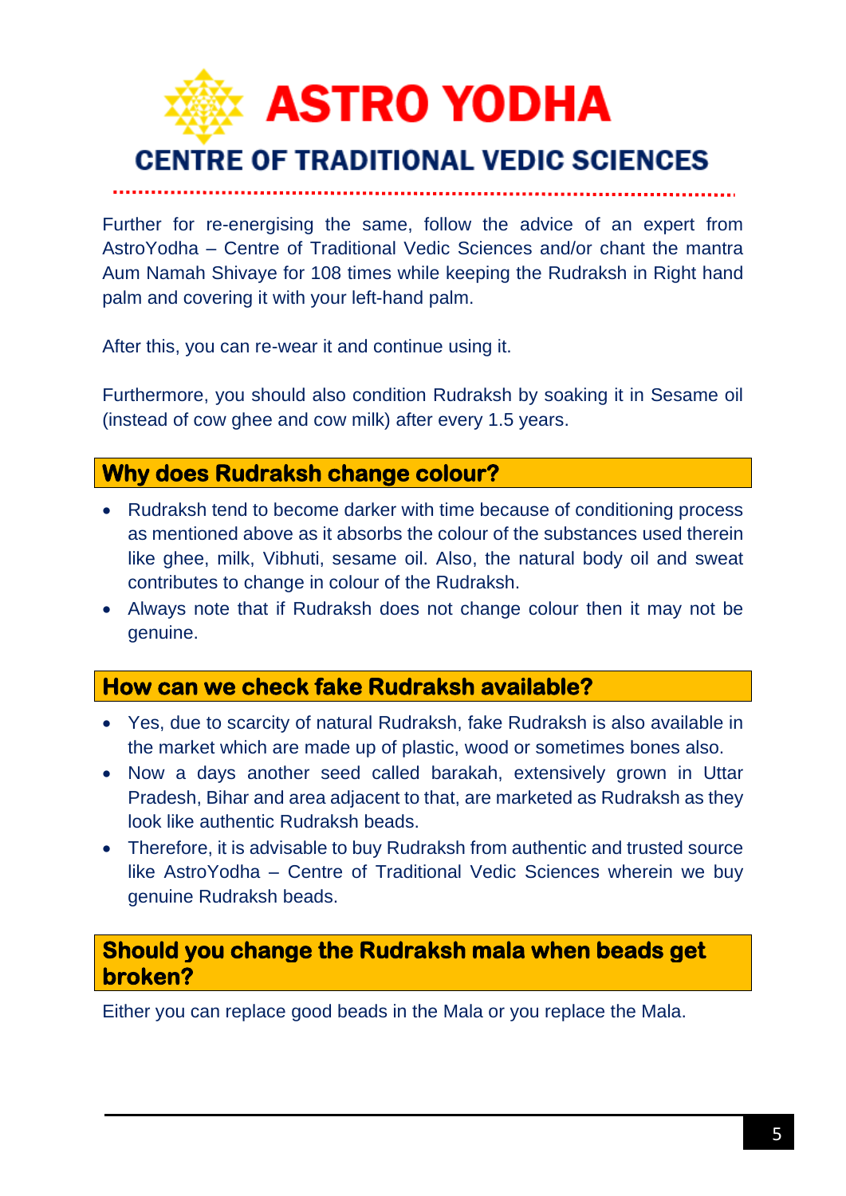Further for re-energising the same, follow the advice of an expert from AstroYodha – Centre of Traditional Vedic Sciences and/or chant the mantra Aum Namah Shivaye for 108 times while keeping the Rudraksh in Right hand palm and covering it with your left-hand palm.

After this, you can re-wear it and continue using it.

Furthermore, you should also condition Rudraksh by soaking it in Sesame oil (instead of cow ghee and cow milk) after every 1.5 years.

## Why does Rudraksh change colour?

- Rudraksh tend to become darker with time because of conditioning process as mentioned above as it absorbs the colour of the substances used therein like ghee, milk, Vibhuti, sesame oil. Also, the natural body oil and sweat contributes to change in colour of the Rudraksh.
- Always note that if Rudraksh does not change colour then it may not be genuine.

## How can we check fake Rudraksh available?

- Yes, due to scarcity of natural Rudraksh, fake Rudraksh is also available in the market which are made up of plastic, wood or sometimes bones also.
- Now a days another seed called barakah, extensively grown in Uttar Pradesh, Bihar and area adjacent to that, are marketed as Rudraksh as they look like authentic Rudraksh beads.
- Therefore, it is advisable to buy Rudraksh from authentic and trusted source like AstroYodha – Centre of Traditional Vedic Sciences wherein we buy genuine Rudraksh beads.

## Should you change the Rudraksh mala when beads get broken?

Either you can replace good beads in the Mala or you replace the Mala.